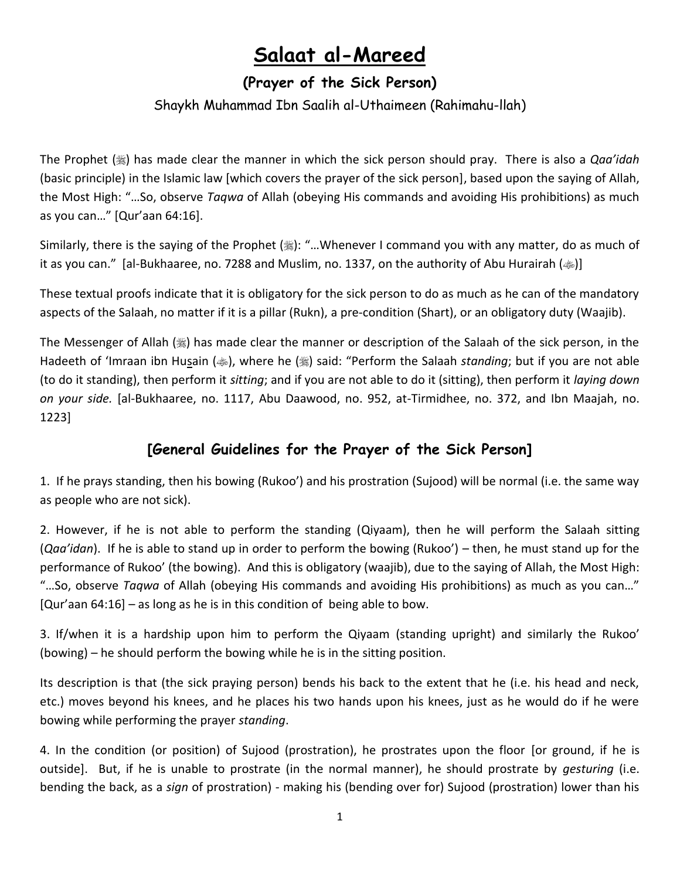# Salaat al-Mareed

## (Prayer of the Sick Person)

Shaykh Muhammad Ibn Saalih al-Uthaimeen (Rahimahu-llah)

The Prophet (ﷺ) has made clear the manner in which the sick person should pray. There is also a *Qaa'idah* (basic principle) in the Islamic law [which covers the prayer of the sick person], based upon the saying of Allah, the Most High: "…So, observe *Taqwa* of Allah (obeying His commands and avoiding His prohibitions) as much as you can…" [Qur'aan 64:16].

Similarly, there is the saying of the Prophet (ﷺ): "…Whenever I command you with any matter, do as much of it as you can." [al-Bukhaaree, no. 7288 and Muslim, no. 1337, on the authority of Abu Hurairah (ﷺ)]

These textual proofs indicate that it is obligatory for the sick person to do as much as he can of the mandatory aspects of the Salaah, no matter if it is a pillar (Rukn), a pre-condition (Shart), or an obligatory duty (Waajib).

The Messenger of Allah (ﷺ) has made clear the manner or description of the Salaah of the sick person, in the Hadeeth of 'Imraan ibn Husain (ﷺ), where he (ﷺ) said: "Perform the Salaah *standing*; but if you are not able (to do it standing), then perform it *sitting*; and if you are not able to do it (sitting), then perform it *laying down on your side.* [al-Bukhaaree, no. 1117, Abu Daawood, no. 952, at-Tirmidhee, no. 372, and Ibn Maajah, no. 1223]

### [General Guidelines for the Prayer of the Sick Person]

1. If he prays standing, then his bowing (Rukoo') and his prostration (Sujood) will be normal (i.e. the same way as people who are not sick).

2. However, if he is not able to perform the standing (Qiyaam), then he will perform the Salaah sitting (*Qaa'idan*). If he is able to stand up in order to perform the bowing (Rukoo') – then, he must stand up for the performance of Rukoo' (the bowing). And this is obligatory (waajib), due to the saying of Allah, the Most High: "…So, observe *Taqwa* of Allah (obeying His commands and avoiding His prohibitions) as much as you can…" [Qur'aan 64:16] – as long as he is in this condition of being able to bow.

3. If/when it is a hardship upon him to perform the Qiyaam (standing upright) and similarly the Rukoo' (bowing) – he should perform the bowing while he is in the sitting position.

Its description is that (the sick praying person) bends his back to the extent that he (i.e. his head and neck, etc.) moves beyond his knees, and he places his two hands upon his knees, just as he would do if he were bowing while performing the prayer *standing*.

4. In the condition (or position) of Sujood (prostration), he prostrates upon the floor [or ground, if he is outside]. But, if he is unable to prostrate (in the normal manner), he should prostrate by *gesturing* (i.e. bending the back, as a *sign* of prostration) - making his (bending over for) Sujood (prostration) lower than his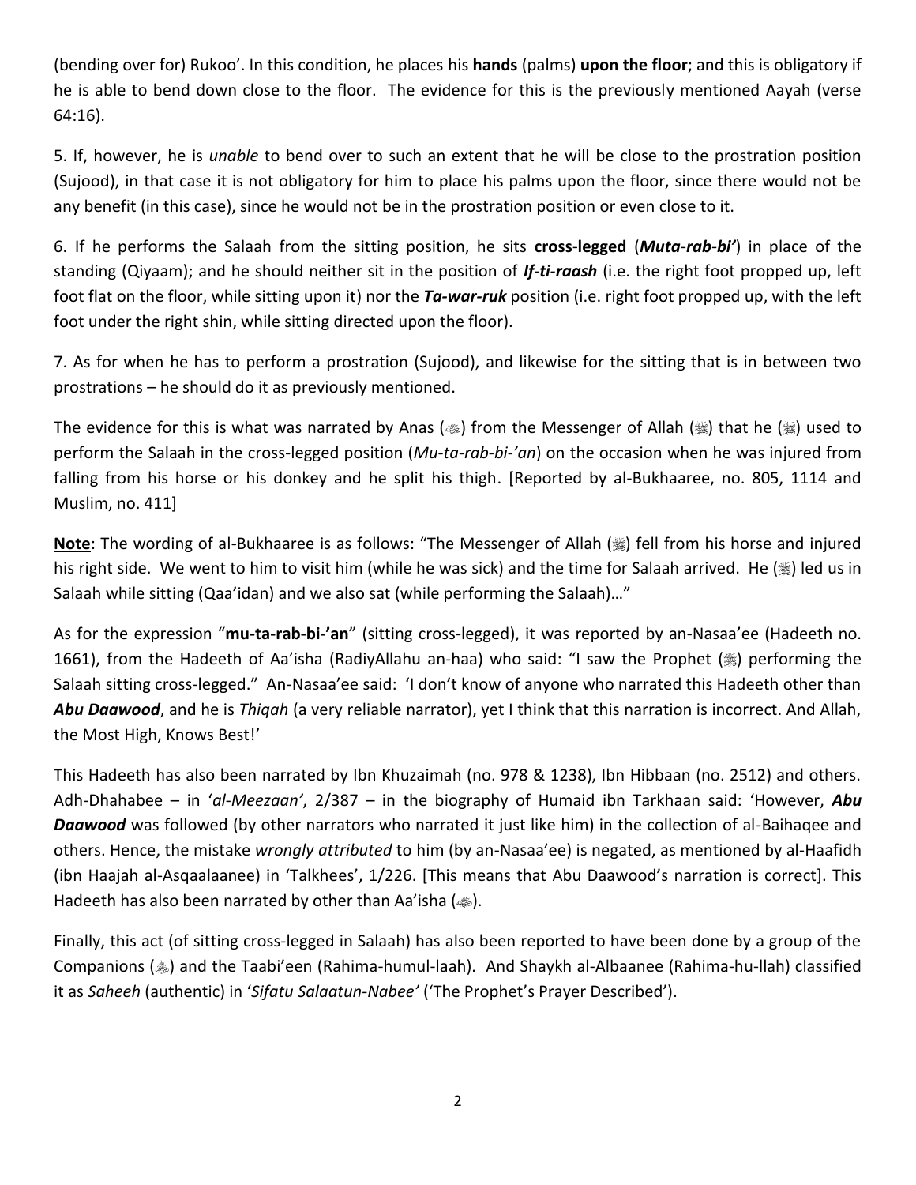(bending over for) Rukoo'. In this condition, he places his **hands** (palms) **upon the floor**; and this is obligatory if he is able to bend down close to the floor. The evidence for this is the previously mentioned Aayah (verse 64:16).

5. If, however, he is *unable* to bend over to such an extent that he will be close to the prostration position (Sujood), in that case it is not obligatory for him to place his palms upon the floor, since there would not be any benefit (in this case), since he would not be in the prostration position or even close to it.

6. If he performs the Salaah from the sitting position, he sits **cross-legged** (***Muta-rab-bi'***) in place of the standing (Qiyaam); and he should neither sit in the position of ***If-ti-raash*** (i.e. the right foot propped up, left foot flat on the floor, while sitting upon it) nor the ***Ta-war-ruk*** position (i.e. right foot propped up, with the left foot under the right shin, while sitting directed upon the floor).

7. As for when he has to perform a prostration (Sujood), and likewise for the sitting that is in between two prostrations – he should do it as previously mentioned.

The evidence for this is what was narrated by Anas (ﷺ) from the Messenger of Allah (ﷺ) that he (ﷺ) used to perform the Salaah in the cross-legged position (*Mu-ta-rab-bi-'an*) on the occasion when he was injured from falling from his horse or his donkey and he split his thigh. [Reported by al-Bukhaaree, no. 805, 1114 and Muslim, no. 411]

<u>**Note**</u>: The wording of al-Bukhaaree is as follows: "The Messenger of Allah (ﷺ) fell from his horse and injured his right side. We went to him to visit him (while he was sick) and the time for Salaah arrived. He (ﷺ) led us in Salaah while sitting (Qaa'idan) and we also sat (while performing the Salaah)…"

As for the expression "**mu-ta-rab-bi-'an**" (sitting cross-legged), it was reported by an-Nasaa'ee (Hadeeth no. 1661), from the Hadeeth of Aa'isha (RadiyAllahu an-haa) who said: "I saw the Prophet (ﷺ) performing the Salaah sitting cross-legged." An-Nasaa'ee said: 'I don't know of anyone who narrated this Hadeeth other than ***Abu Daawood***, and he is *Thiqah* (a very reliable narrator), yet I think that this narration is incorrect. And Allah, the Most High, Knows Best!'

This Hadeeth has also been narrated by Ibn Khuzaimah (no. 978 & 1238), Ibn Hibbaan (no. 2512) and others. Adh-Dhahabee – in '*al-Meezaan'*, 2/387 – in the biography of Humaid ibn Tarkhaan said: 'However, ***Abu Daawood*** was followed (by other narrators who narrated it just like him) in the collection of al-Baihaqee and others. Hence, the mistake *wrongly attributed* to him (by an-Nasaa'ee) is negated, as mentioned by al-Haafidh (ibn Haajah al-Asqaalaanee) in 'Talkhees', 1/226. [This means that Abu Daawood's narration is correct]. This Hadeeth has also been narrated by other than Aa'isha (ﷺ).

Finally, this act (of sitting cross-legged in Salaah) has also been reported to have been done by a group of the Companions (ﷺ) and the Taabi'een (Rahima-humul-laah). And Shaykh al-Albaanee (Rahima-hu-llah) classified it as *Saheeh* (authentic) in '*Sifatu Salaatun-Nabee'* ('The Prophet's Prayer Described').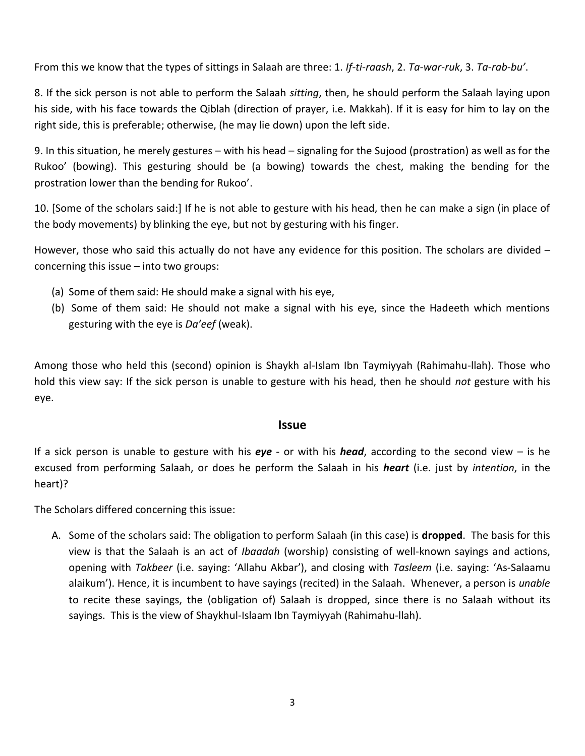From this we know that the types of sittings in Salaah are three: 1. *If-ti-raash*, 2. *Ta-war-ruk*, 3. *Ta-rab-bu'*.

8. If the sick person is not able to perform the Salaah *sitting*, then, he should perform the Salaah laying upon his side, with his face towards the Qiblah (direction of prayer, i.e. Makkah). If it is easy for him to lay on the right side, this is preferable; otherwise, (he may lie down) upon the left side.

9. In this situation, he merely gestures – with his head – signaling for the Sujood (prostration) as well as for the Rukoo' (bowing). This gesturing should be (a bowing) towards the chest, making the bending for the prostration lower than the bending for Rukoo'.

10. [Some of the scholars said:] If he is not able to gesture with his head, then he can make a sign (in place of the body movements) by blinking the eye, but not by gesturing with his finger.

However, those who said this actually do not have any evidence for this position. The scholars are divided – concerning this issue – into two groups:

(a) Some of them said: He should make a signal with his eye,
(b) Some of them said: He should not make a signal with his eye, since the Hadeeth which mentions gesturing with the eye is *Da'eef* (weak).

Among those who held this (second) opinion is Shaykh al-Islam Ibn Taymiyyah (Rahimahu-llah). Those who hold this view say: If the sick person is unable to gesture with his head, then he should *not* gesture with his eye.

## Issue

If a sick person is unable to gesture with his ***eye*** - or with his ***head***, according to the second view – is he excused from performing Salaah, or does he perform the Salaah in his ***heart*** (i.e. just by *intention*, in the heart)?

The Scholars differed concerning this issue:

A. Some of the scholars said: The obligation to perform Salaah (in this case) is **dropped**. The basis for this view is that the Salaah is an act of *Ibaadah* (worship) consisting of well-known sayings and actions, opening with *Takbeer* (i.e. saying: 'Allahu Akbar'), and closing with *Tasleem* (i.e. saying: 'As-Salaamu alaikum'). Hence, it is incumbent to have sayings (recited) in the Salaah. Whenever, a person is *unable* to recite these sayings, the (obligation of) Salaah is dropped, since there is no Salaah without its sayings. This is the view of Shaykhul-Islaam Ibn Taymiyyah (Rahimahu-llah).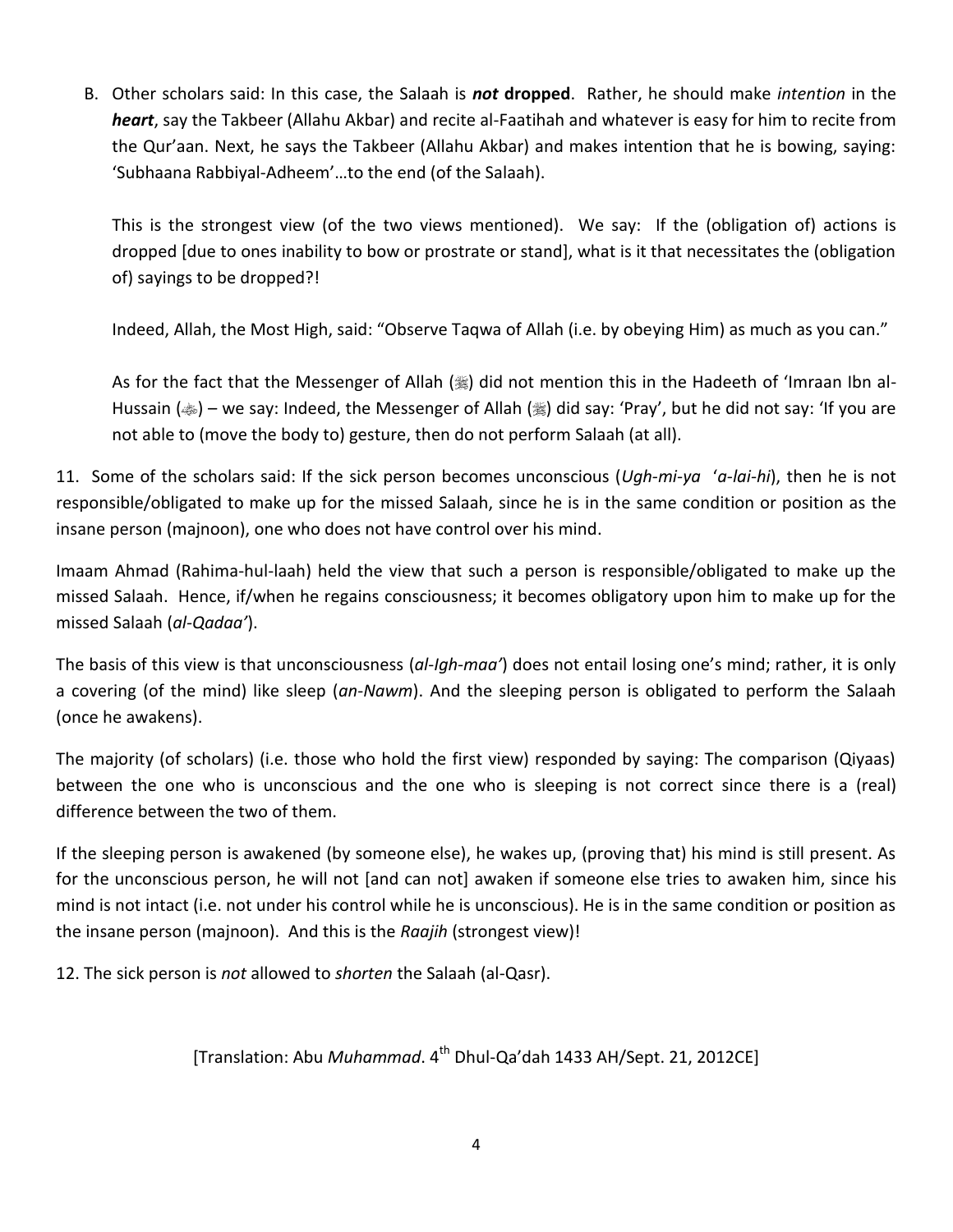B. Other scholars said: In this case, the Salaah is ***not* dropped**. Rather, he should make *intention* in the ***heart***, say the Takbeer (Allahu Akbar) and recite al-Faatihah and whatever is easy for him to recite from the Qur'aan. Next, he says the Takbeer (Allahu Akbar) and makes intention that he is bowing, saying: 'Subhaana Rabbiyal-Adheem'…to the end (of the Salaah).

   This is the strongest view (of the two views mentioned). We say: If the (obligation of) actions is dropped [due to ones inability to bow or prostrate or stand], what is it that necessitates the (obligation of) sayings to be dropped?!

   Indeed, Allah, the Most High, said: "Observe Taqwa of Allah (i.e. by obeying Him) as much as you can."

   As for the fact that the Messenger of Allah (ﷺ) did not mention this in the Hadeeth of 'Imraan Ibn al-Hussain (ؓ) – we say: Indeed, the Messenger of Allah (ﷺ) did say: 'Pray', but he did not say: 'If you are not able to (move the body to) gesture, then do not perform Salaah (at all).

11. Some of the scholars said: If the sick person becomes unconscious (*Ugh-mi-ya 'a-lai-hi*), then he is not responsible/obligated to make up for the missed Salaah, since he is in the same condition or position as the insane person (majnoon), one who does not have control over his mind.

Imaam Ahmad (Rahima-hul-laah) held the view that such a person is responsible/obligated to make up the missed Salaah. Hence, if/when he regains consciousness; it becomes obligatory upon him to make up for the missed Salaah (*al-Qadaa'*).

The basis of this view is that unconsciousness (*al-Igh-maa'*) does not entail losing one's mind; rather, it is only a covering (of the mind) like sleep (*an-Nawm*). And the sleeping person is obligated to perform the Salaah (once he awakens).

The majority (of scholars) (i.e. those who hold the first view) responded by saying: The comparison (Qiyaas) between the one who is unconscious and the one who is sleeping is not correct since there is a (real) difference between the two of them.

If the sleeping person is awakened (by someone else), he wakes up, (proving that) his mind is still present. As for the unconscious person, he will not [and can not] awaken if someone else tries to awaken him, since his mind is not intact (i.e. not under his control while he is unconscious). He is in the same condition or position as the insane person (majnoon). And this is the *Raajih* (strongest view)!

12. The sick person is *not* allowed to *shorten* the Salaah (al-Qasr).

[Translation: Abu *Muhammad*. 4th Dhul-Qa'dah 1433 AH/Sept. 21, 2012CE]